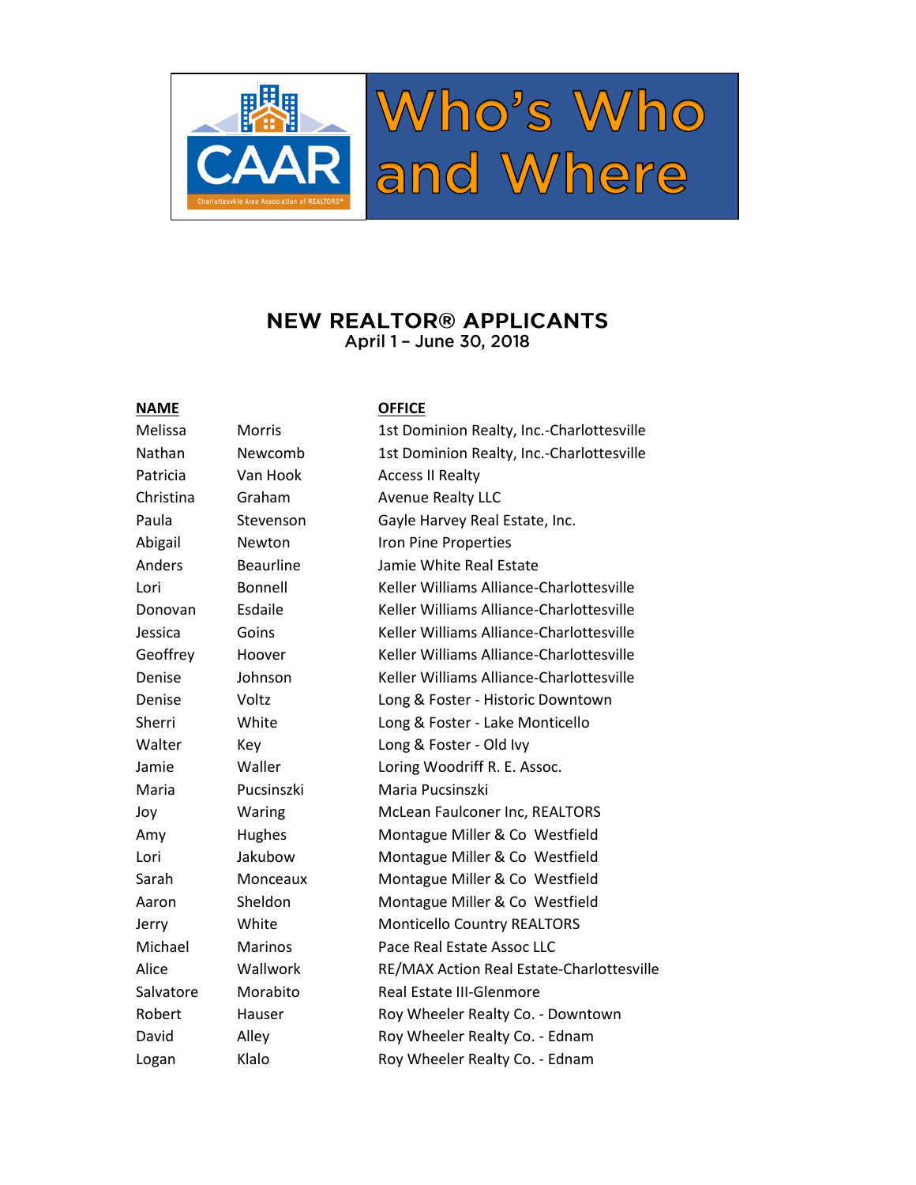# CAAR — Who's Who and Where

Charlottesville Area Association of REALTORS®

## NEW REALTOR® APPLICANTS

April 1 – June 30, 2018

| NAME | | OFFICE |
|---|---|---|
| Melissa | Morris | 1st Dominion Realty, Inc.-Charlottesville |
| Nathan | Newcomb | 1st Dominion Realty, Inc.-Charlottesville |
| Patricia | Van Hook | Access II Realty |
| Christina | Graham | Avenue Realty LLC |
| Paula | Stevenson | Gayle Harvey Real Estate, Inc. |
| Abigail | Newton | Iron Pine Properties |
| Anders | Beaurline | Jamie White Real Estate |
| Lori | Bonnell | Keller Williams Alliance-Charlottesville |
| Donovan | Esdaile | Keller Williams Alliance-Charlottesville |
| Jessica | Goins | Keller Williams Alliance-Charlottesville |
| Geoffrey | Hoover | Keller Williams Alliance-Charlottesville |
| Denise | Johnson | Keller Williams Alliance-Charlottesville |
| Denise | Voltz | Long & Foster - Historic Downtown |
| Sherri | White | Long & Foster - Lake Monticello |
| Walter | Key | Long & Foster - Old Ivy |
| Jamie | Waller | Loring Woodriff R. E. Assoc. |
| Maria | Pucsinszki | Maria Pucsinszki |
| Joy | Waring | McLean Faulconer Inc, REALTORS |
| Amy | Hughes | Montague Miller & Co Westfield |
| Lori | Jakubow | Montague Miller & Co Westfield |
| Sarah | Monceaux | Montague Miller & Co Westfield |
| Aaron | Sheldon | Montague Miller & Co Westfield |
| Jerry | White | Monticello Country REALTORS |
| Michael | Marinos | Pace Real Estate Assoc LLC |
| Alice | Wallwork | RE/MAX Action Real Estate-Charlottesville |
| Salvatore | Morabito | Real Estate III-Glenmore |
| Robert | Hauser | Roy Wheeler Realty Co. - Downtown |
| David | Alley | Roy Wheeler Realty Co. - Ednam |
| Logan | Klalo | Roy Wheeler Realty Co. - Ednam |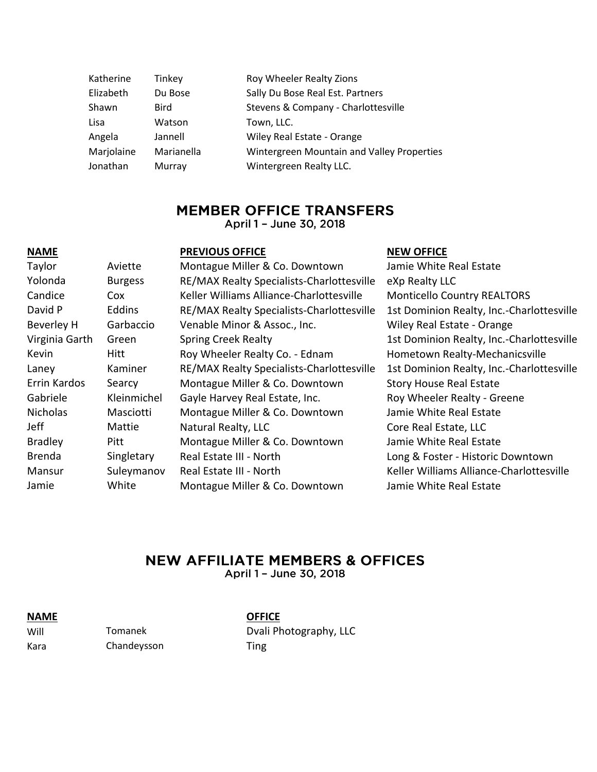| | | |
|---|---|---|
| Katherine | Tinkey | Roy Wheeler Realty Zions |
| Elizabeth | Du Bose | Sally Du Bose Real Est. Partners |
| Shawn | Bird | Stevens & Company - Charlottesville |
| Lisa | Watson | Town, LLC. |
| Angela | Jannell | Wiley Real Estate - Orange |
| Marjolaine | Marianella | Wintergreen Mountain and Valley Properties |
| Jonathan | Murray | Wintergreen Realty LLC. |

## MEMBER OFFICE TRANSFERS

April 1 – June 30, 2018

| NAME | | PREVIOUS OFFICE | NEW OFFICE |
|---|---|---|---|
| Taylor | Aviette | Montague Miller & Co. Downtown | Jamie White Real Estate |
| Yolonda | Burgess | RE/MAX Realty Specialists-Charlottesville | eXp Realty LLC |
| Candice | Cox | Keller Williams Alliance-Charlottesville | Monticello Country REALTORS |
| David P | Eddins | RE/MAX Realty Specialists-Charlottesville | 1st Dominion Realty, Inc.-Charlottesville |
| Beverley H | Garbaccio | Venable Minor & Assoc., Inc. | Wiley Real Estate - Orange |
| Virginia Garth | Green | Spring Creek Realty | 1st Dominion Realty, Inc.-Charlottesville |
| Kevin | Hitt | Roy Wheeler Realty Co. - Ednam | Hometown Realty-Mechanicsville |
| Laney | Kaminer | RE/MAX Realty Specialists-Charlottesville | 1st Dominion Realty, Inc.-Charlottesville |
| Errin Kardos | Searcy | Montague Miller & Co. Downtown | Story House Real Estate |
| Gabriele | Kleinmichel | Gayle Harvey Real Estate, Inc. | Roy Wheeler Realty - Greene |
| Nicholas | Masciotti | Montague Miller & Co. Downtown | Jamie White Real Estate |
| Jeff | Mattie | Natural Realty, LLC | Core Real Estate, LLC |
| Bradley | Pitt | Montague Miller & Co. Downtown | Jamie White Real Estate |
| Brenda | Singletary | Real Estate III - North | Long & Foster - Historic Downtown |
| Mansur | Suleymanov | Real Estate III - North | Keller Williams Alliance-Charlottesville |
| Jamie | White | Montague Miller & Co. Downtown | Jamie White Real Estate |

## NEW AFFILIATE MEMBERS & OFFICES

April 1 – June 30, 2018

| NAME | | OFFICE |
|---|---|---|
| Will | Tomanek | Dvali Photography, LLC |
| Kara | Chandeysson | Ting |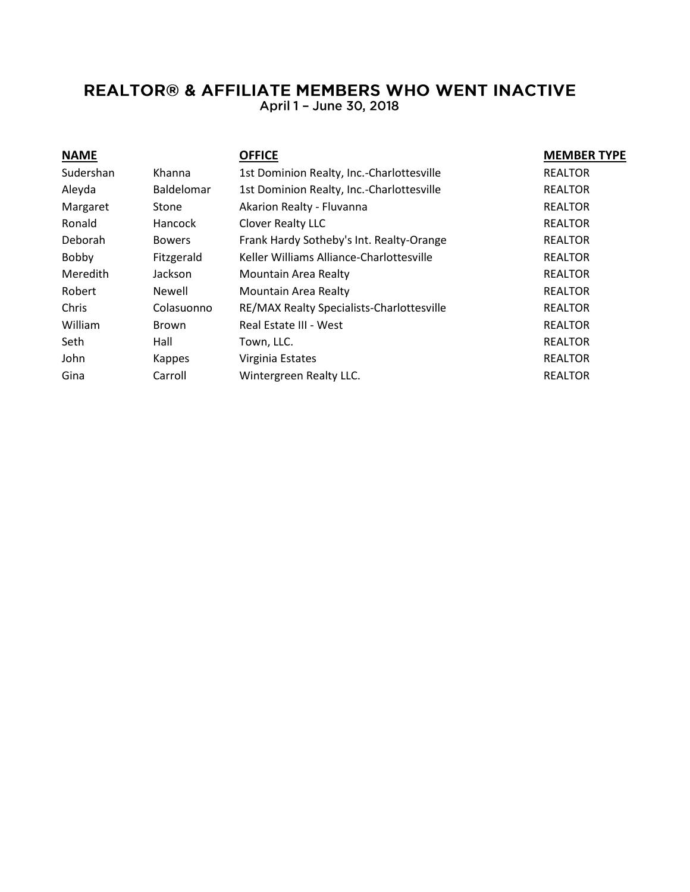## REALTOR® & AFFILIATE MEMBERS WHO WENT INACTIVE

April 1 – June 30, 2018

| NAME | | OFFICE | MEMBER TYPE |
| --- | --- | --- | --- |
| Sudershan | Khanna | 1st Dominion Realty, Inc.-Charlottesville | REALTOR |
| Aleyda | Baldelomar | 1st Dominion Realty, Inc.-Charlottesville | REALTOR |
| Margaret | Stone | Akarion Realty - Fluvanna | REALTOR |
| Ronald | Hancock | Clover Realty LLC | REALTOR |
| Deborah | Bowers | Frank Hardy Sotheby's Int. Realty-Orange | REALTOR |
| Bobby | Fitzgerald | Keller Williams Alliance-Charlottesville | REALTOR |
| Meredith | Jackson | Mountain Area Realty | REALTOR |
| Robert | Newell | Mountain Area Realty | REALTOR |
| Chris | Colasuonno | RE/MAX Realty Specialists-Charlottesville | REALTOR |
| William | Brown | Real Estate III - West | REALTOR |
| Seth | Hall | Town, LLC. | REALTOR |
| John | Kappes | Virginia Estates | REALTOR |
| Gina | Carroll | Wintergreen Realty LLC. | REALTOR |